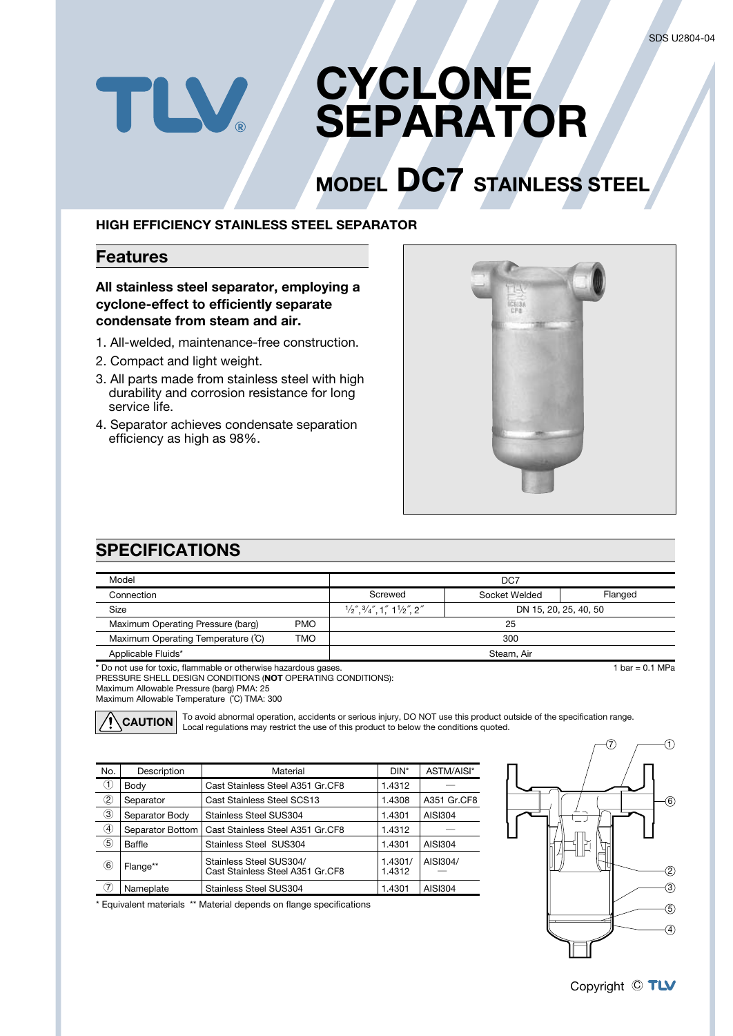SDS U2804-04

# CYCLONE SEPARATOR

## MODEL DC7 STAINLESS STEEL

**HIGH EFFICIENCY STAINLESS STEEL SEPARATOR**

## Features

**All stainless steel separator, employing a cyclone-effect to efficiently separate condensate from steam and air.**

1. All-welded, maintenance-free construction.
2. Compact and light weight.
3. All parts made from stainless steel with high durability and corrosion resistance for long service life.
4. Separator achieves condensate separation efficiency as high as 98%.

## SPECIFICATIONS

| Model | | DC7 | | |
|---|---|---|---|---|
| Connection | | Screwed | Socket Welded | Flanged |
| Size | | ½″, ¾″, 1″, 1½″, 2″ | DN 15, 20, 25, 40, 50 | |
| Maximum Operating Pressure (barg) | PMO | 25 | | |
| Maximum Operating Temperature (℃) | TMO | 300 | | |
| Applicable Fluids* | | Steam, Air | | |

\* Do not use for toxic, flammable or otherwise hazardous gases.

1 bar = 0.1 MPa

PRESSURE SHELL DESIGN CONDITIONS (**NOT** OPERATING CONDITIONS):
Maximum Allowable Pressure (barg) PMA: 25
Maximum Allowable Temperature (℃) TMA: 300

**CAUTION** To avoid abnormal operation, accidents or serious injury, DO NOT use this product outside of the specification range. Local regulations may restrict the use of this product to below the conditions quoted.

| No. | Description | Material | DIN* | ASTM/AISI* |
|---|---|---|---|---|
| ① | Body | Cast Stainless Steel A351 Gr.CF8 | 1.4312 | — |
| ② | Separator | Cast Stainless Steel SCS13 | 1.4308 | A351 Gr.CF8 |
| ③ | Separator Body | Stainless Steel SUS304 | 1.4301 | AISI304 |
| ④ | Separator Bottom | Cast Stainless Steel A351 Gr.CF8 | 1.4312 | — |
| ⑤ | Baffle | Stainless Steel SUS304 | 1.4301 | AISI304 |
| ⑥ | Flange** | Stainless Steel SUS304/ Cast Stainless Steel A351 Gr.CF8 | 1.4301/ 1.4312 | AISI304/ — |
| ⑦ | Nameplate | Stainless Steel SUS304 | 1.4301 | AISI304 |

\* Equivalent materials ** Material depends on flange specifications

Copyright © TLV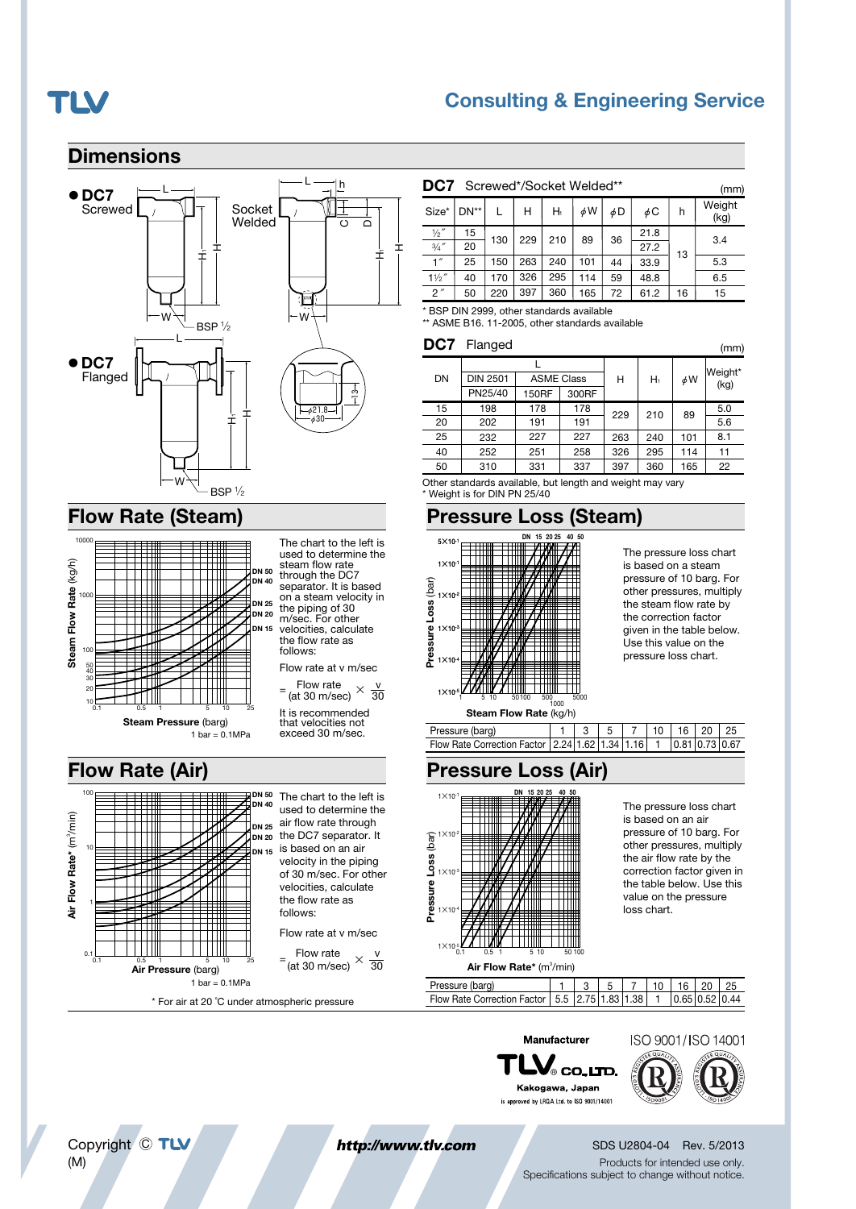## Dimensions

● **DC7** Screwed

Socket Welded

● **DC7** Flanged

L
h
C
D
H
$H_1$
W
BSP ½
φ21.8
φ30
13

**DC7** Screwed*/Socket Welded** (mm)

| Size* | DN** | L | H | $H_1$ | φW | φD | φC | h | Weight (kg) |
|---|---|---|---|---|---|---|---|---|---|
| ½" | 15 | 130 | 229 | 210 | 89 | 36 | 21.8 | 13 | 3.4 |
| ¾" | 20 | | | | | | 27.2 | | |
| 1" | 25 | 150 | 263 | 240 | 101 | 44 | 33.9 | | 5.3 |
| 1½" | 40 | 170 | 326 | 295 | 114 | 59 | 48.8 | | 6.5 |
| 2" | 50 | 220 | 397 | 360 | 165 | 72 | 61.2 | 16 | 15 |

\* BSP DIN 2999, other standards available
\** ASME B16. 11-2005, other standards available

**DC7** Flanged (mm)

| DN | L | | | H | $H_1$ | φW | Weight* (kg) |
|---|---|---|---|---|---|---|---|
| | DIN 2501 | ASME Class | | | | | |
| | PN25/40 | 150RF | 300RF | | | | |
| 15 | 198 | 178 | 178 | 229 | 210 | 89 | 5.0 |
| 20 | 202 | 191 | 191 | | | | 5.6 |
| 25 | 232 | 227 | 227 | 263 | 240 | 101 | 8.1 |
| 40 | 252 | 251 | 258 | 326 | 295 | 114 | 11 |
| 50 | 310 | 331 | 337 | 397 | 360 | 165 | 22 |

Other standards available, but length and weight may vary
\* Weight is for DIN PN 25/40

## Flow Rate (Steam)

Steam Flow Rate (kg/h)
10000
1000
100
50
40
30
20
10
0.1
0.5
1
5
10
25
DN 50
DN 40
DN 25
DN 20
DN 15
Steam Pressure (barg)
1 bar = 0.1MPa

The chart to the left is used to determine the steam flow rate through the DC7 separator. It is based on a steam velocity in the piping of 30 m/sec. For other velocities, calculate the flow rate as follows:

Flow rate at v m/sec

$$= \text{Flow rate (at 30 m/sec)} \times \frac{v}{30}$$

It is recommended that velocities not exceed 30 m/sec.

## Pressure Loss (Steam)

DN 15 20 25 40 50
Pressure Loss (bar)
5X10⁻¹
1X10⁻¹
1X10⁻²
1X10⁻³
1X10⁻⁴
1X10⁻⁵
5
10
50
100
500
1000
5000
Steam Flow Rate (kg/h)

The pressure loss chart is based on a steam pressure of 10 barg. For other pressures, multiply the steam flow rate by the correction factor given in the table below. Use this value on the pressure loss chart.

| Pressure (barg) | 1 | 3 | 5 | 7 | 10 | 16 | 20 | 25 |
|---|---|---|---|---|---|---|---|---|
| Flow Rate Correction Factor | 2.24 | 1.62 | 1.34 | 1.16 | 1 | 0.81 | 0.73 | 0.67 |

## Flow Rate (Air)

Air Flow Rate* (m³/min)
100
10
1
0.1
0.1
0.5
1
5
10
25
DN 50
DN 40
DN 25
DN 20
DN 15
Air Pressure (barg)
1 bar = 0.1MPa

The chart to the left is used to determine the air flow rate through the DC7 separator. It is based on an air velocity in the piping of 30 m/sec. For other velocities, calculate the flow rate as follows:

Flow rate at v m/sec

$$= \text{Flow rate (at 30 m/sec)} \times \frac{v}{30}$$

\* For air at 20 °C under atmospheric pressure

## Pressure Loss (Air)

DN 15 20 25 40 50
Pressure Loss (bar)
1X10⁻¹
1X10⁻²
1X10⁻³
1X10⁻⁴
1X10⁻⁵
0.1
0.5
1
5
10
50
100
Air Flow Rate* (m³/min)

The pressure loss chart is based on an air pressure of 10 barg. For other pressures, multiply the air flow rate by the correction factor given in the table below. Use this value on the pressure loss chart.

| Pressure (barg) | 1 | 3 | 5 | 7 | 10 | 16 | 20 | 25 |
|---|---|---|---|---|---|---|---|---|
| Flow Rate Correction Factor | 5.5 | 2.75 | 1.83 | 1.38 | 1 | 0.65 | 0.52 | 0.44 |

Manufacturer
TLV® CO., LTD.
Kakogawa, Japan
is approved by LRQA Ltd. to ISO 9001/14001

ISO 9001/ISO 14001

Copyright © TLV
(M)

http://www.tlv.com

SDS U2804-04 Rev. 5/2013
Products for intended use only.
Specifications subject to change without notice.